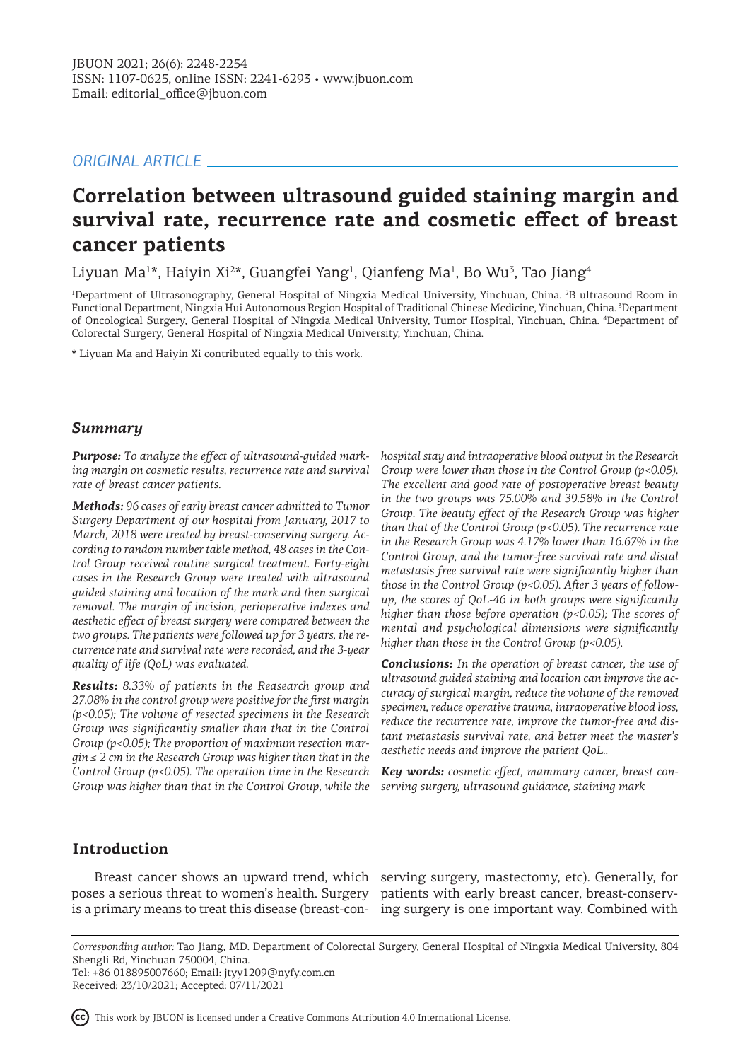*ORIGINAL ARTICLE*

# Correlation between ultrasound guided staining margin and survival rate, recurrence rate and cosmetic effect of breast cancer patients

Liyuan Ma[1]*, Haiyin Xi[2]*, Guangfei Yang[1], Qianfeng Ma[1], Bo Wu[3], Tao Jiang[4]

[1]Department of Ultrasonography, General Hospital of Ningxia Medical University, Yinchuan, China. [2]B ultrasound Room in Functional Department, Ningxia Hui Autonomous Region Hospital of Traditional Chinese Medicine, Yinchuan, China. [3]Department of Oncological Surgery, General Hospital of Ningxia Medical University, Tumor Hospital, Yinchuan, China. [4]Department of Colorectal Surgery, General Hospital of Ningxia Medical University, Yinchuan, China.

* Liyuan Ma and Haiyin Xi contributed equally to this work.

## Summary

***Purpose:*** *To analyze the effect of ultrasound-guided marking margin on cosmetic results, recurrence rate and survival rate of breast cancer patients.*

***Methods:*** *96 cases of early breast cancer admitted to Tumor Surgery Department of our hospital from January, 2017 to March, 2018 were treated by breast-conserving surgery. According to random number table method, 48 cases in the Control Group received routine surgical treatment. Forty-eight cases in the Research Group were treated with ultrasound guided staining and location of the mark and then surgical removal. The margin of incision, perioperative indexes and aesthetic effect of breast surgery were compared between the two groups. The patients were followed up for 3 years, the recurrence rate and survival rate were recorded, and the 3-year quality of life (QoL) was evaluated.*

***Results:*** *8.33% of patients in the Reasearch group and 27.08% in the control group were positive for the first margin ($p<0.05$); The volume of resected specimens in the Research Group was significantly smaller than that in the Control Group ($p<0.05$); The proportion of maximum resection margin ≤ 2 cm in the Research Group was higher than that in the Control Group ($p<0.05$). The operation time in the Research Group was higher than that in the Control Group, while the hospital stay and intraoperative blood output in the Research Group were lower than those in the Control Group ($p<0.05$). The excellent and good rate of postoperative breast beauty in the two groups was 75.00% and 39.58% in the Control Group. The beauty effect of the Research Group was higher than that of the Control Group ($p<0.05$). The recurrence rate in the Research Group was 4.17% lower than 16.67% in the Control Group, and the tumor-free survival rate and distal metastasis free survival rate were significantly higher than those in the Control Group ($p<0.05$). After 3 years of follow-up, the scores of QoL-46 in both groups were significantly higher than those before operation ($p<0.05$); The scores of mental and psychological dimensions were significantly higher than those in the Control Group ($p<0.05$).*

***Conclusions:*** *In the operation of breast cancer, the use of ultrasound guided staining and location can improve the accuracy of surgical margin, reduce the volume of the removed specimen, reduce operative trauma, intraoperative blood loss, reduce the recurrence rate, improve the tumor-free and distant metastasis survival rate, and better meet the master's aesthetic needs and improve the patient QoL..*

***Key words:*** *cosmetic effect, mammary cancer, breast conserving surgery, ultrasound guidance, staining mark*

## Introduction

Breast cancer shows an upward trend, which poses a serious threat to women's health. Surgery is a primary means to treat this disease (breast-conserving surgery, mastectomy, etc). Generally, for patients with early breast cancer, breast-conserving surgery is one important way. Combined with

*Corresponding author:* Tao Jiang, MD. Department of Colorectal Surgery, General Hospital of Ningxia Medical University, 804 Shengli Rd, Yinchuan 750004, China.
Tel: +86 018895007660; Email: jtyy1209@nyfy.com.cn
Received: 23/10/2021; Accepted: 07/11/2021

This work by JBUON is licensed under a Creative Commons Attribution 4.0 International License.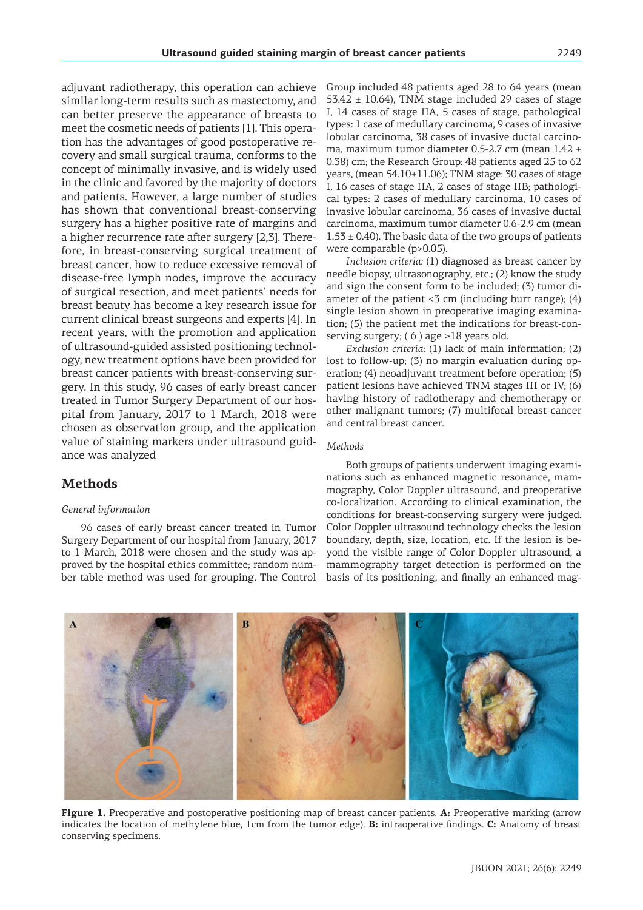adjuvant radiotherapy, this operation can achieve similar long-term results such as mastectomy, and can better preserve the appearance of breasts to meet the cosmetic needs of patients [1]. This operation has the advantages of good postoperative recovery and small surgical trauma, conforms to the concept of minimally invasive, and is widely used in the clinic and favored by the majority of doctors and patients. However, a large number of studies has shown that conventional breast-conserving surgery has a higher positive rate of margins and a higher recurrence rate after surgery [2,3]. Therefore, in breast-conserving surgical treatment of breast cancer, how to reduce excessive removal of disease-free lymph nodes, improve the accuracy of surgical resection, and meet patients' needs for breast beauty has become a key research issue for current clinical breast surgeons and experts [4]. In recent years, with the promotion and application of ultrasound-guided assisted positioning technology, new treatment options have been provided for breast cancer patients with breast-conserving surgery. In this study, 96 cases of early breast cancer treated in Tumor Surgery Department of our hospital from January, 2017 to 1 March, 2018 were chosen as observation group, and the application value of staining markers under ultrasound guidance was analyzed

## Methods

### General information

96 cases of early breast cancer treated in Tumor Surgery Department of our hospital from January, 2017 to 1 March, 2018 were chosen and the study was approved by the hospital ethics committee; random number table method was used for grouping. The Control Group included 48 patients aged 28 to 64 years (mean 53.42 ± 10.64), TNM stage included 29 cases of stage I, 14 cases of stage IIA, 5 cases of stage, pathological types: 1 case of medullary carcinoma, 9 cases of invasive lobular carcinoma, 38 cases of invasive ductal carcinoma, maximum tumor diameter 0.5-2.7 cm (mean 1.42 ± 0.38) cm; the Research Group: 48 patients aged 25 to 62 years, (mean 54.10±11.06); TNM stage: 30 cases of stage I, 16 cases of stage IIA, 2 cases of stage IIB; pathological types: 2 cases of medullary carcinoma, 10 cases of invasive lobular carcinoma, 36 cases of invasive ductal carcinoma, maximum tumor diameter 0.6-2.9 cm (mean 1.53 ± 0.40). The basic data of the two groups of patients were comparable (p>0.05).

*Inclusion criteria:* (1) diagnosed as breast cancer by needle biopsy, ultrasonography, etc.; (2) know the study and sign the consent form to be included; (3) tumor diameter of the patient <3 cm (including burr range); (4) single lesion shown in preoperative imaging examination; (5) the patient met the indications for breast-conserving surgery; ( 6 ) age ≥18 years old.

*Exclusion criteria:* (1) lack of main information; (2) lost to follow-up; (3) no margin evaluation during operation; (4) neoadjuvant treatment before operation; (5) patient lesions have achieved TNM stages III or IV; (6) having history of radiotherapy and chemotherapy or other malignant tumors; (7) multifocal breast cancer and central breast cancer.

### Methods

Both groups of patients underwent imaging examinations such as enhanced magnetic resonance, mammography, Color Doppler ultrasound, and preoperative co-localization. According to clinical examination, the conditions for breast-conserving surgery were judged. Color Doppler ultrasound technology checks the lesion boundary, depth, size, location, etc. If the lesion is beyond the visible range of Color Doppler ultrasound, a mammography target detection is performed on the basis of its positioning, and finally an enhanced mag-

**Figure 1.** Preoperative and postoperative positioning map of breast cancer patients. **A:** Preoperative marking (arrow indicates the location of methylene blue, 1cm from the tumor edge). **B:** intraoperative findings. **C:** Anatomy of breast conserving specimens.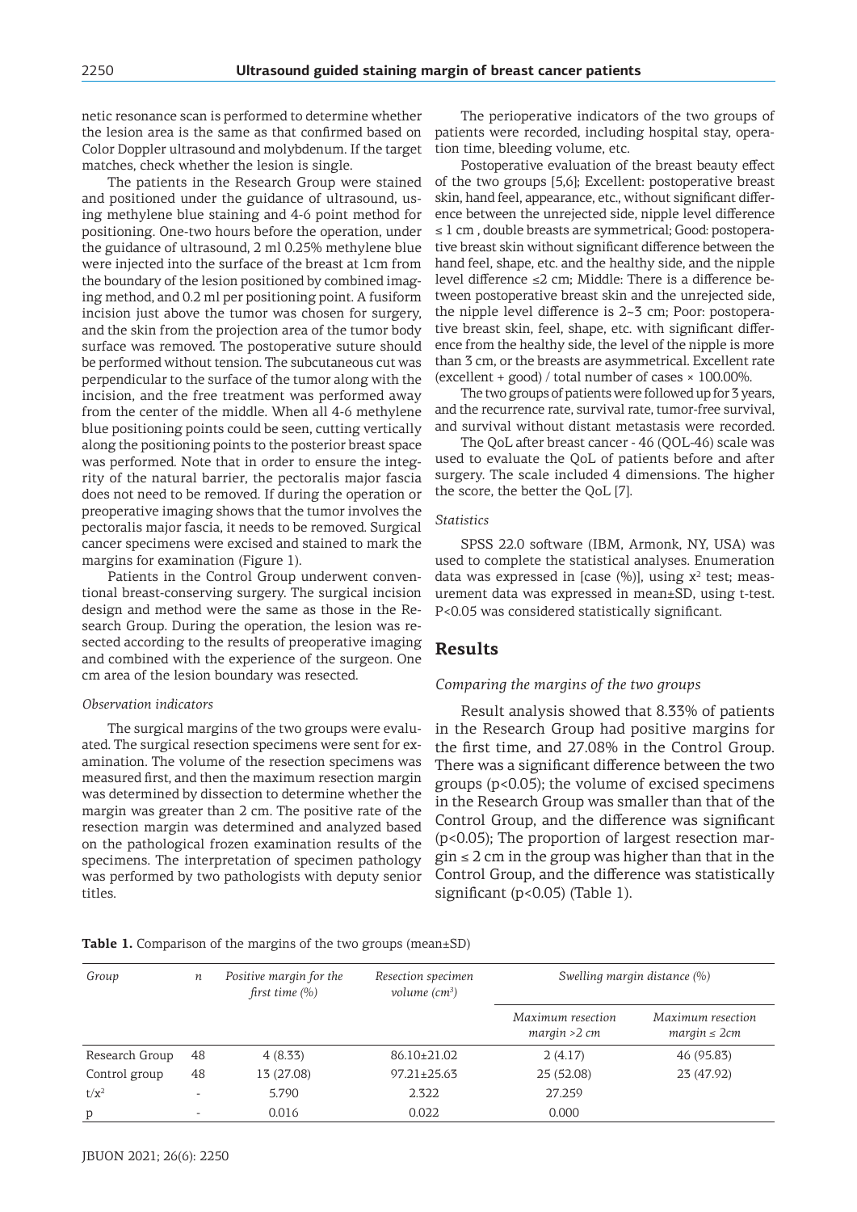netic resonance scan is performed to determine whether the lesion area is the same as that confirmed based on Color Doppler ultrasound and molybdenum. If the target matches, check whether the lesion is single.

The patients in the Research Group were stained and positioned under the guidance of ultrasound, using methylene blue staining and 4-6 point method for positioning. One-two hours before the operation, under the guidance of ultrasound, 2 ml 0.25% methylene blue were injected into the surface of the breast at 1cm from the boundary of the lesion positioned by combined imaging method, and 0.2 ml per positioning point. A fusiform incision just above the tumor was chosen for surgery, and the skin from the projection area of the tumor body surface was removed. The postoperative suture should be performed without tension. The subcutaneous cut was perpendicular to the surface of the tumor along with the incision, and the free treatment was performed away from the center of the middle. When all 4-6 methylene blue positioning points could be seen, cutting vertically along the positioning points to the posterior breast space was performed. Note that in order to ensure the integrity of the natural barrier, the pectoralis major fascia does not need to be removed. If during the operation or preoperative imaging shows that the tumor involves the pectoralis major fascia, it needs to be removed. Surgical cancer specimens were excised and stained to mark the margins for examination (Figure 1).

Patients in the Control Group underwent conventional breast-conserving surgery. The surgical incision design and method were the same as those in the Research Group. During the operation, the lesion was resected according to the results of preoperative imaging and combined with the experience of the surgeon. One cm area of the lesion boundary was resected.

*Observation indicators*

The surgical margins of the two groups were evaluated. The surgical resection specimens were sent for examination. The volume of the resection specimens was measured first, and then the maximum resection margin was determined by dissection to determine whether the margin was greater than 2 cm. The positive rate of the resection margin was determined and analyzed based on the pathological frozen examination results of the specimens. The interpretation of specimen pathology was performed by two pathologists with deputy senior titles.

The perioperative indicators of the two groups of patients were recorded, including hospital stay, operation time, bleeding volume, etc.

Postoperative evaluation of the breast beauty effect of the two groups [5,6]; Excellent: postoperative breast skin, hand feel, appearance, etc., without significant difference between the unrejected side, nipple level difference ≤ 1 cm , double breasts are symmetrical; Good: postoperative breast skin without significant difference between the hand feel, shape, etc. and the healthy side, and the nipple level difference ≤2 cm; Middle: There is a difference between postoperative breast skin and the unrejected side, the nipple level difference is 2~3 cm; Poor: postoperative breast skin, feel, shape, etc. with significant difference from the healthy side, the level of the nipple is more than 3 cm, or the breasts are asymmetrical. Excellent rate (excellent + good) / total number of cases × 100.00%.

The two groups of patients were followed up for 3 years, and the recurrence rate, survival rate, tumor-free survival, and survival without distant metastasis were recorded.

The QoL after breast cancer - 46 (QOL-46) scale was used to evaluate the QoL of patients before and after surgery. The scale included 4 dimensions. The higher the score, the better the QoL [7].

*Statistics*

SPSS 22.0 software (IBM, Armonk, NY, USA) was used to complete the statistical analyses. Enumeration data was expressed in [case (%)], using $x^2$ test; measurement data was expressed in mean±SD, using t-test. $P<0.05$ was considered statistically significant.

## Results

*Comparing the margins of the two groups*

Result analysis showed that 8.33% of patients in the Research Group had positive margins for the first time, and 27.08% in the Control Group. There was a significant difference between the two groups ($p<0.05$); the volume of excised specimens in the Research Group was smaller than that of the Control Group, and the difference was significant ($p<0.05$); The proportion of largest resection margin ≤ 2 cm in the group was higher than that in the Control Group, and the difference was statistically significant ($p<0.05$) (Table 1).

**Table 1.** Comparison of the margins of the two groups (mean±SD)

| Group | *n* | *Positive margin for the first time (%)* | *Resection specimen volume (cm$^3$)* | *Swelling margin distance (%)* | |
|---|---|---|---|---|---|
| | | | | *Maximum resection margin >2 cm* | *Maximum resection margin ≤ 2cm* |
| Research Group | 48 | 4 (8.33) | 86.10±21.02 | 2 (4.17) | 46 (95.83) |
| Control group | 48 | 13 (27.08) | 97.21±25.63 | 25 (52.08) | 23 (47.92) |
| t/$x^2$ | - | 5.790 | 2.322 | 27.259 | |
| p | - | 0.016 | 0.022 | 0.000 | |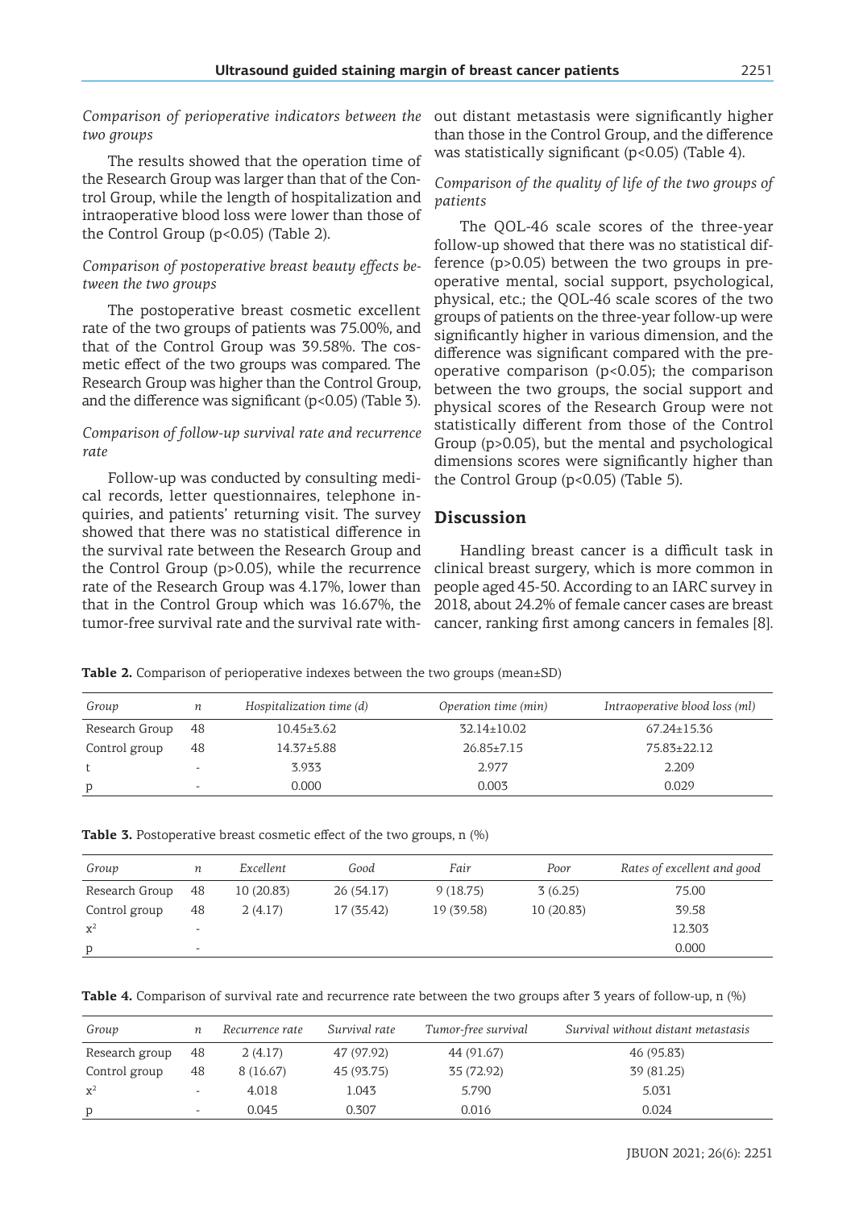*Comparison of perioperative indicators between the two groups*

The results showed that the operation time of the Research Group was larger than that of the Control Group, while the length of hospitalization and intraoperative blood loss were lower than those of the Control Group (p<0.05) (Table 2).

*Comparison of postoperative breast beauty effects between the two groups*

The postoperative breast cosmetic excellent rate of the two groups of patients was 75.00%, and that of the Control Group was 39.58%. The cosmetic effect of the two groups was compared. The Research Group was higher than the Control Group, and the difference was significant (p<0.05) (Table 3).

*Comparison of follow-up survival rate and recurrence rate*

Follow-up was conducted by consulting medical records, letter questionnaires, telephone inquiries, and patients' returning visit. The survey showed that there was no statistical difference in the survival rate between the Research Group and the Control Group (p>0.05), while the recurrence rate of the Research Group was 4.17%, lower than that in the Control Group which was 16.67%, the tumor-free survival rate and the survival rate without distant metastasis were significantly higher than those in the Control Group, and the difference was statistically significant (p<0.05) (Table 4).

*Comparison of the quality of life of the two groups of patients*

The QOL-46 scale scores of the three-year follow-up showed that there was no statistical difference (p>0.05) between the two groups in preoperative mental, social support, psychological, physical, etc.; the QOL-46 scale scores of the two groups of patients on the three-year follow-up were significantly higher in various dimension, and the difference was significant compared with the preoperative comparison (p<0.05); the comparison between the two groups, the social support and physical scores of the Research Group were not statistically different from those of the Control Group (p>0.05), but the mental and psychological dimensions scores were significantly higher than the Control Group (p<0.05) (Table 5).

## Discussion

Handling breast cancer is a difficult task in clinical breast surgery, which is more common in people aged 45-50. According to an IARC survey in 2018, about 24.2% of female cancer cases are breast cancer, ranking first among cancers in females [8].

**Table 2.** Comparison of perioperative indexes between the two groups (mean±SD)

| *Group* | *n* | *Hospitalization time (d)* | *Operation time (min)* | *Intraoperative blood loss (ml)* |
|---|---|---|---|---|
| Research Group | 48 | 10.45±3.62 | 32.14±10.02 | 67.24±15.36 |
| Control group | 48 | 14.37±5.88 | 26.85±7.15 | 75.83±22.12 |
| t | - | 3.933 | 2.977 | 2.209 |
| p | - | 0.000 | 0.003 | 0.029 |

**Table 3.** Postoperative breast cosmetic effect of the two groups, n (%)

| *Group* | *n* | *Excellent* | *Good* | *Fair* | *Poor* | *Rates of excellent and good* |
|---|---|---|---|---|---|---|
| Research Group | 48 | 10 (20.83) | 26 (54.17) | 9 (18.75) | 3 (6.25) | 75.00 |
| Control group | 48 | 2 (4.17) | 17 (35.42) | 19 (39.58) | 10 (20.83) | 39.58 |
| $x^2$ | - | | | | | 12.303 |
| p | - | | | | | 0.000 |

**Table 4.** Comparison of survival rate and recurrence rate between the two groups after 3 years of follow-up, n (%)

| *Group* | *n* | *Recurrence rate* | *Survival rate* | *Tumor-free survival* | *Survival without distant metastasis* |
|---|---|---|---|---|---|
| Research group | 48 | 2 (4.17) | 47 (97.92) | 44 (91.67) | 46 (95.83) |
| Control group | 48 | 8 (16.67) | 45 (93.75) | 35 (72.92) | 39 (81.25) |
| $x^2$ | - | 4.018 | 1.043 | 5.790 | 5.031 |
| p | - | 0.045 | 0.307 | 0.016 | 0.024 |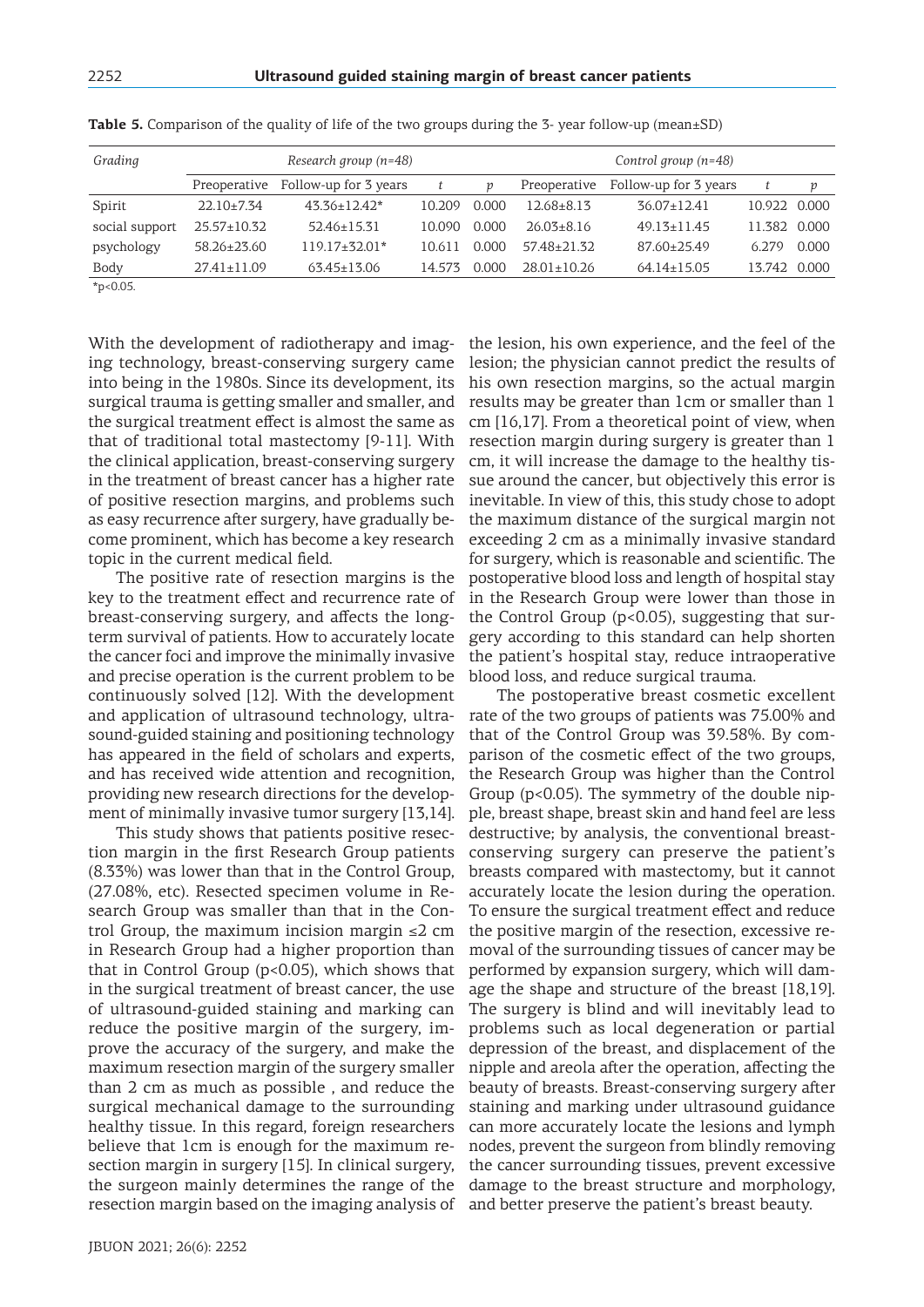**Table 5.** Comparison of the quality of life of the two groups during the 3- year follow-up (mean±SD)

| Grading | Research group (n=48) | | | | Control group (n=48) | | | |
|---|---|---|---|---|---|---|---|---|
| | Preoperative | Follow-up for 3 years | t | p | Preoperative | Follow-up for 3 years | t | p |
| Spirit | 22.10±7.34 | 43.36±12.42* | 10.209 | 0.000 | 12.68±8.13 | 36.07±12.41 | 10.922 | 0.000 |
| social support | 25.57±10.32 | 52.46±15.31 | 10.090 | 0.000 | 26.03±8.16 | 49.13±11.45 | 11.382 | 0.000 |
| psychology | 58.26±23.60 | 119.17±32.01* | 10.611 | 0.000 | 57.48±21.32 | 87.60±25.49 | 6.279 | 0.000 |
| Body | 27.41±11.09 | 63.45±13.06 | 14.573 | 0.000 | 28.01±10.26 | 64.14±15.05 | 13.742 | 0.000 |

*p<0.05.

With the development of radiotherapy and imaging technology, breast-conserving surgery came into being in the 1980s. Since its development, its surgical trauma is getting smaller and smaller, and the surgical treatment effect is almost the same as that of traditional total mastectomy [9-11]. With the clinical application, breast-conserving surgery in the treatment of breast cancer has a higher rate of positive resection margins, and problems such as easy recurrence after surgery, have gradually become prominent, which has become a key research topic in the current medical field.

The positive rate of resection margins is the key to the treatment effect and recurrence rate of breast-conserving surgery, and affects the long-term survival of patients. How to accurately locate the cancer foci and improve the minimally invasive and precise operation is the current problem to be continuously solved [12]. With the development and application of ultrasound technology, ultrasound-guided staining and positioning technology has appeared in the field of scholars and experts, and has received wide attention and recognition, providing new research directions for the development of minimally invasive tumor surgery [13,14].

This study shows that patients positive resection margin in the first Research Group patients (8.33%) was lower than that in the Control Group, (27.08%, etc). Resected specimen volume in Research Group was smaller than that in the Control Group, the maximum incision margin ≤2 cm in Research Group had a higher proportion than that in Control Group ($p<0.05$), which shows that in the surgical treatment of breast cancer, the use of ultrasound-guided staining and marking can reduce the positive margin of the surgery, improve the accuracy of the surgery, and make the maximum resection margin of the surgery smaller than 2 cm as much as possible , and reduce the surgical mechanical damage to the surrounding healthy tissue. In this regard, foreign researchers believe that 1cm is enough for the maximum resection margin in surgery [15]. In clinical surgery, the surgeon mainly determines the range of the resection margin based on the imaging analysis of the lesion, his own experience, and the feel of the lesion; the physician cannot predict the results of his own resection margins, so the actual margin results may be greater than 1cm or smaller than 1 cm [16,17]. From a theoretical point of view, when resection margin during surgery is greater than 1 cm, it will increase the damage to the healthy tissue around the cancer, but objectively this error is inevitable. In view of this, this study chose to adopt the maximum distance of the surgical margin not exceeding 2 cm as a minimally invasive standard for surgery, which is reasonable and scientific. The postoperative blood loss and length of hospital stay in the Research Group were lower than those in the Control Group ($p<0.05$), suggesting that surgery according to this standard can help shorten the patient's hospital stay, reduce intraoperative blood loss, and reduce surgical trauma.

The postoperative breast cosmetic excellent rate of the two groups of patients was 75.00% and that of the Control Group was 39.58%. By comparison of the cosmetic effect of the two groups, the Research Group was higher than the Control Group ($p<0.05$). The symmetry of the double nipple, breast shape, breast skin and hand feel are less destructive; by analysis, the conventional breast-conserving surgery can preserve the patient's breasts compared with mastectomy, but it cannot accurately locate the lesion during the operation. To ensure the surgical treatment effect and reduce the positive margin of the resection, excessive removal of the surrounding tissues of cancer may be performed by expansion surgery, which will damage the shape and structure of the breast [18,19]. The surgery is blind and will inevitably lead to problems such as local degeneration or partial depression of the breast, and displacement of the nipple and areola after the operation, affecting the beauty of breasts. Breast-conserving surgery after staining and marking under ultrasound guidance can more accurately locate the lesions and lymph nodes, prevent the surgeon from blindly removing the cancer surrounding tissues, prevent excessive damage to the breast structure and morphology, and better preserve the patient's breast beauty.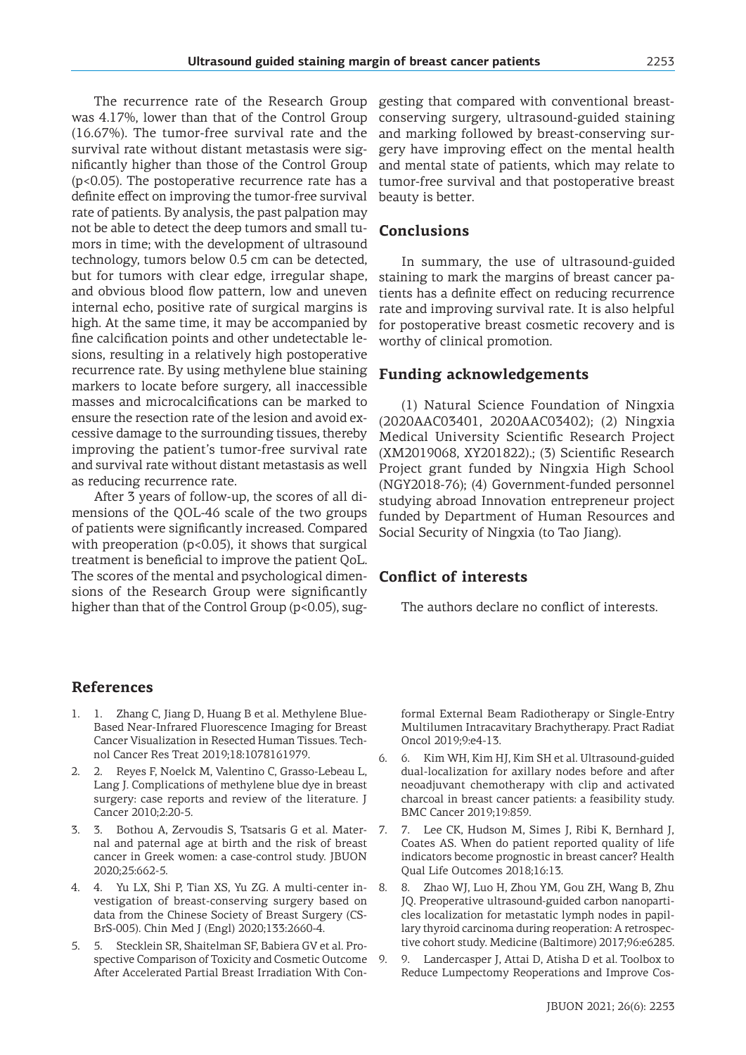The recurrence rate of the Research Group was 4.17%, lower than that of the Control Group (16.67%). The tumor-free survival rate and the survival rate without distant metastasis were significantly higher than those of the Control Group ($p<0.05$). The postoperative recurrence rate has a definite effect on improving the tumor-free survival rate of patients. By analysis, the past palpation may not be able to detect the deep tumors and small tumors in time; with the development of ultrasound technology, tumors below 0.5 cm can be detected, but for tumors with clear edge, irregular shape, and obvious blood flow pattern, low and uneven internal echo, positive rate of surgical margins is high. At the same time, it may be accompanied by fine calcification points and other undetectable lesions, resulting in a relatively high postoperative recurrence rate. By using methylene blue staining markers to locate before surgery, all inaccessible masses and microcalcifications can be marked to ensure the resection rate of the lesion and avoid excessive damage to the surrounding tissues, thereby improving the patient's tumor-free survival rate and survival rate without distant metastasis as well as reducing recurrence rate.

After 3 years of follow-up, the scores of all dimensions of the QOL-46 scale of the two groups of patients were significantly increased. Compared with preoperation ($p<0.05$), it shows that surgical treatment is beneficial to improve the patient QoL. The scores of the mental and psychological dimensions of the Research Group were significantly higher than that of the Control Group ($p<0.05$), suggesting that compared with conventional breast-conserving surgery, ultrasound-guided staining and marking followed by breast-conserving surgery have improving effect on the mental health and mental state of patients, which may relate to tumor-free survival and that postoperative breast beauty is better.

## Conclusions

In summary, the use of ultrasound-guided staining to mark the margins of breast cancer patients has a definite effect on reducing recurrence rate and improving survival rate. It is also helpful for postoperative breast cosmetic recovery and is worthy of clinical promotion.

## Funding acknowledgements

(1) Natural Science Foundation of Ningxia (2020AAC03401, 2020AAC03402); (2) Ningxia Medical University Scientific Research Project (XM2019068, XY201822).; (3) Scientific Research Project grant funded by Ningxia High School (NGY2018-76); (4) Government-funded personnel studying abroad Innovation entrepreneur project funded by Department of Human Resources and Social Security of Ningxia (to Tao Jiang).

## Conflict of interests

The authors declare no conflict of interests.

## References

1. 1. Zhang C, Jiang D, Huang B et al. Methylene Blue-Based Near-Infrared Fluorescence Imaging for Breast Cancer Visualization in Resected Human Tissues. Technol Cancer Res Treat 2019;18:1078161979.
2. 2. Reyes F, Noelck M, Valentino C, Grasso-Lebeau L, Lang J. Complications of methylene blue dye in breast surgery: case reports and review of the literature. J Cancer 2010;2:20-5.
3. 3. Bothou A, Zervoudis S, Tsatsaris G et al. Maternal and paternal age at birth and the risk of breast cancer in Greek women: a case-control study. JBUON 2020;25:662-5.
4. 4. Yu LX, Shi P, Tian XS, Yu ZG. A multi-center investigation of breast-conserving surgery based on data from the Chinese Society of Breast Surgery (CSBrS-005). Chin Med J (Engl) 2020;133:2660-4.
5. 5. Stecklein SR, Shaitelman SF, Babiera GV et al. Prospective Comparison of Toxicity and Cosmetic Outcome After Accelerated Partial Breast Irradiation With Conformal External Beam Radiotherapy or Single-Entry Multilumen Intracavitary Brachytherapy. Pract Radiat Oncol 2019;9:e4-13.
6. 6. Kim WH, Kim HJ, Kim SH et al. Ultrasound-guided dual-localization for axillary nodes before and after neoadjuvant chemotherapy with clip and activated charcoal in breast cancer patients: a feasibility study. BMC Cancer 2019;19:859.
7. 7. Lee CK, Hudson M, Simes J, Ribi K, Bernhard J, Coates AS. When do patient reported quality of life indicators become prognostic in breast cancer? Health Qual Life Outcomes 2018;16:13.
8. 8. Zhao WJ, Luo H, Zhou YM, Gou ZH, Wang B, Zhu JQ. Preoperative ultrasound-guided carbon nanoparticles localization for metastatic lymph nodes in papillary thyroid carcinoma during reoperation: A retrospective cohort study. Medicine (Baltimore) 2017;96:e6285.
9. 9. Landercasper J, Attai D, Atisha D et al. Toolbox to Reduce Lumpectomy Reoperations and Improve Cos-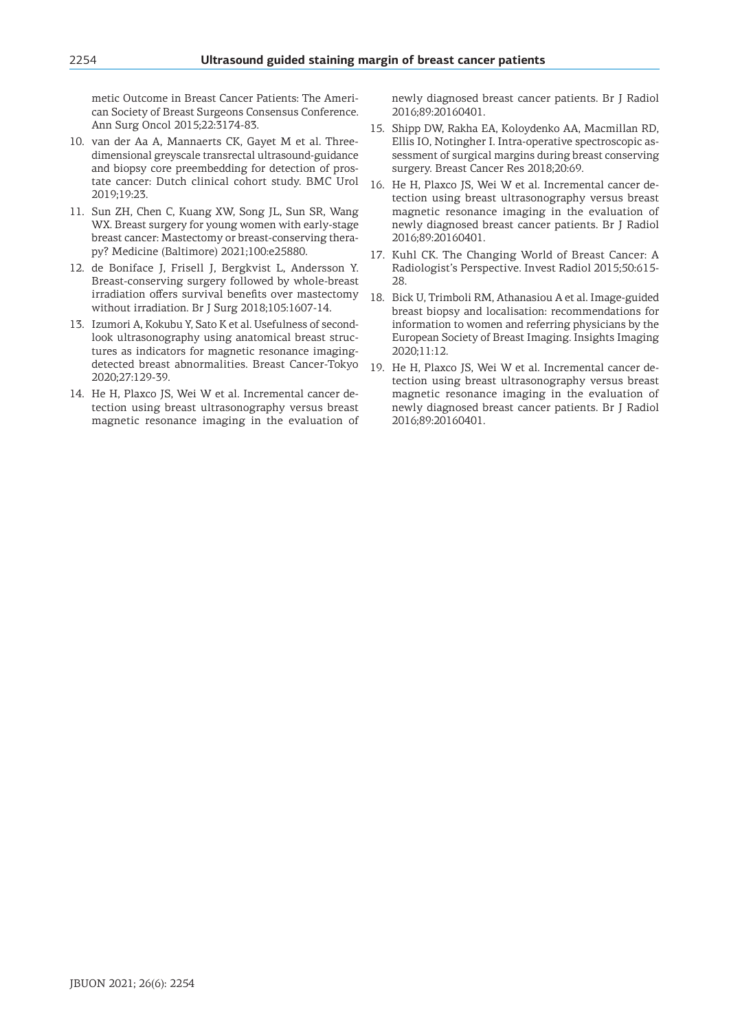metic Outcome in Breast Cancer Patients: The American Society of Breast Surgeons Consensus Conference. Ann Surg Oncol 2015;22:3174-83.

10. van der Aa A, Mannaerts CK, Gayet M et al. Three-dimensional greyscale transrectal ultrasound-guidance and biopsy core preembedding for detection of prostate cancer: Dutch clinical cohort study. BMC Urol 2019;19:23.
11. Sun ZH, Chen C, Kuang XW, Song JL, Sun SR, Wang WX. Breast surgery for young women with early-stage breast cancer: Mastectomy or breast-conserving therapy? Medicine (Baltimore) 2021;100:e25880.
12. de Boniface J, Frisell J, Bergkvist L, Andersson Y. Breast-conserving surgery followed by whole-breast irradiation offers survival benefits over mastectomy without irradiation. Br J Surg 2018;105:1607-14.
13. Izumori A, Kokubu Y, Sato K et al. Usefulness of second-look ultrasonography using anatomical breast structures as indicators for magnetic resonance imaging-detected breast abnormalities. Breast Cancer-Tokyo 2020;27:129-39.
14. He H, Plaxco JS, Wei W et al. Incremental cancer detection using breast ultrasonography versus breast magnetic resonance imaging in the evaluation of newly diagnosed breast cancer patients. Br J Radiol 2016;89:20160401.
15. Shipp DW, Rakha EA, Koloydenko AA, Macmillan RD, Ellis IO, Notingher I. Intra-operative spectroscopic assessment of surgical margins during breast conserving surgery. Breast Cancer Res 2018;20:69.
16. He H, Plaxco JS, Wei W et al. Incremental cancer detection using breast ultrasonography versus breast magnetic resonance imaging in the evaluation of newly diagnosed breast cancer patients. Br J Radiol 2016;89:20160401.
17. Kuhl CK. The Changing World of Breast Cancer: A Radiologist's Perspective. Invest Radiol 2015;50:615-28.
18. Bick U, Trimboli RM, Athanasiou A et al. Image-guided breast biopsy and localisation: recommendations for information to women and referring physicians by the European Society of Breast Imaging. Insights Imaging 2020;11:12.
19. He H, Plaxco JS, Wei W et al. Incremental cancer detection using breast ultrasonography versus breast magnetic resonance imaging in the evaluation of newly diagnosed breast cancer patients. Br J Radiol 2016;89:20160401.